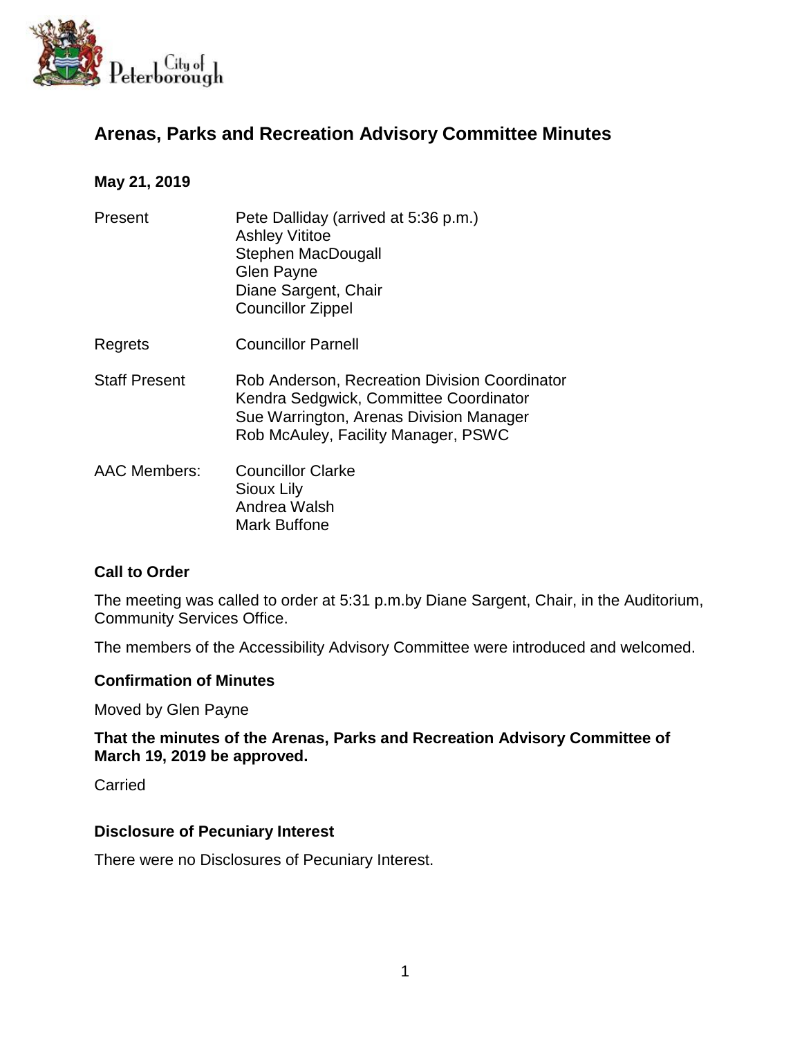# Arenas, Parks and Recreation Advisory Committee Minutes

**May 21, 2019**

| | |
|---|---|
| Present | Pete Dalliday (arrived at 5:36 p.m.)<br>Ashley Vititoe<br>Stephen MacDougall<br>Glen Payne<br>Diane Sargent, Chair<br>Councillor Zippel |
| Regrets | Councillor Parnell |
| Staff Present | Rob Anderson, Recreation Division Coordinator<br>Kendra Sedgwick, Committee Coordinator<br>Sue Warrington, Arenas Division Manager<br>Rob McAuley, Facility Manager, PSWC |
| AAC Members: | Councillor Clarke<br>Sioux Lily<br>Andrea Walsh<br>Mark Buffone |

### Call to Order

The meeting was called to order at 5:31 p.m.by Diane Sargent, Chair, in the Auditorium, Community Services Office.

The members of the Accessibility Advisory Committee were introduced and welcomed.

### Confirmation of Minutes

Moved by Glen Payne

**That the minutes of the Arenas, Parks and Recreation Advisory Committee of March 19, 2019 be approved.**

Carried

### Disclosure of Pecuniary Interest

There were no Disclosures of Pecuniary Interest.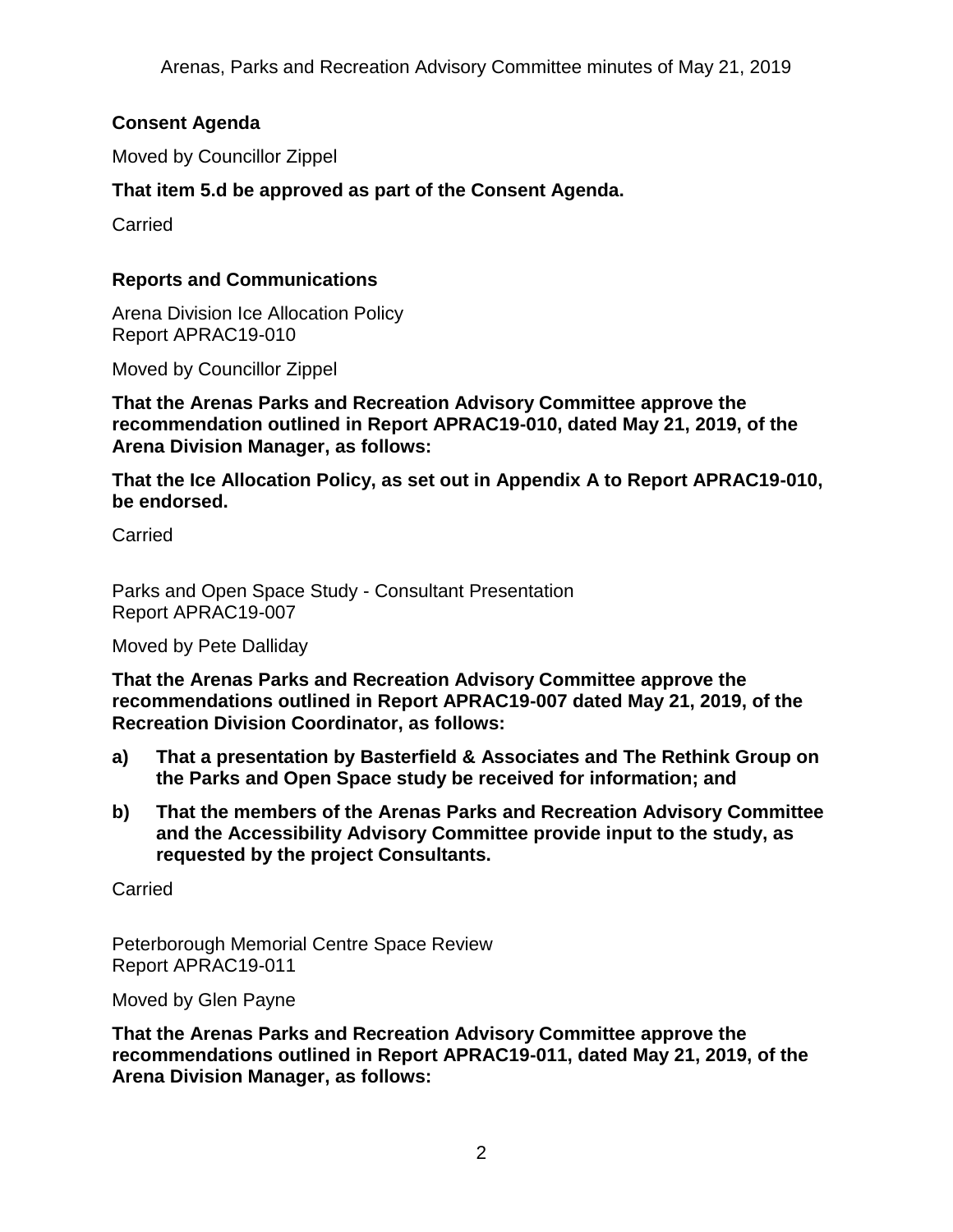## Consent Agenda

Moved by Councillor Zippel

**That item 5.d be approved as part of the Consent Agenda.**

Carried

## Reports and Communications

Arena Division Ice Allocation Policy
Report APRAC19-010

Moved by Councillor Zippel

**That the Arenas Parks and Recreation Advisory Committee approve the recommendation outlined in Report APRAC19-010, dated May 21, 2019, of the Arena Division Manager, as follows:**

**That the Ice Allocation Policy, as set out in Appendix A to Report APRAC19-010, be endorsed.**

Carried

Parks and Open Space Study - Consultant Presentation
Report APRAC19-007

Moved by Pete Dalliday

**That the Arenas Parks and Recreation Advisory Committee approve the recommendations outlined in Report APRAC19-007 dated May 21, 2019, of the Recreation Division Coordinator, as follows:**

**a) That a presentation by Basterfield & Associates and The Rethink Group on the Parks and Open Space study be received for information; and**

**b) That the members of the Arenas Parks and Recreation Advisory Committee and the Accessibility Advisory Committee provide input to the study, as requested by the project Consultants.**

Carried

Peterborough Memorial Centre Space Review
Report APRAC19-011

Moved by Glen Payne

**That the Arenas Parks and Recreation Advisory Committee approve the recommendations outlined in Report APRAC19-011, dated May 21, 2019, of the Arena Division Manager, as follows:**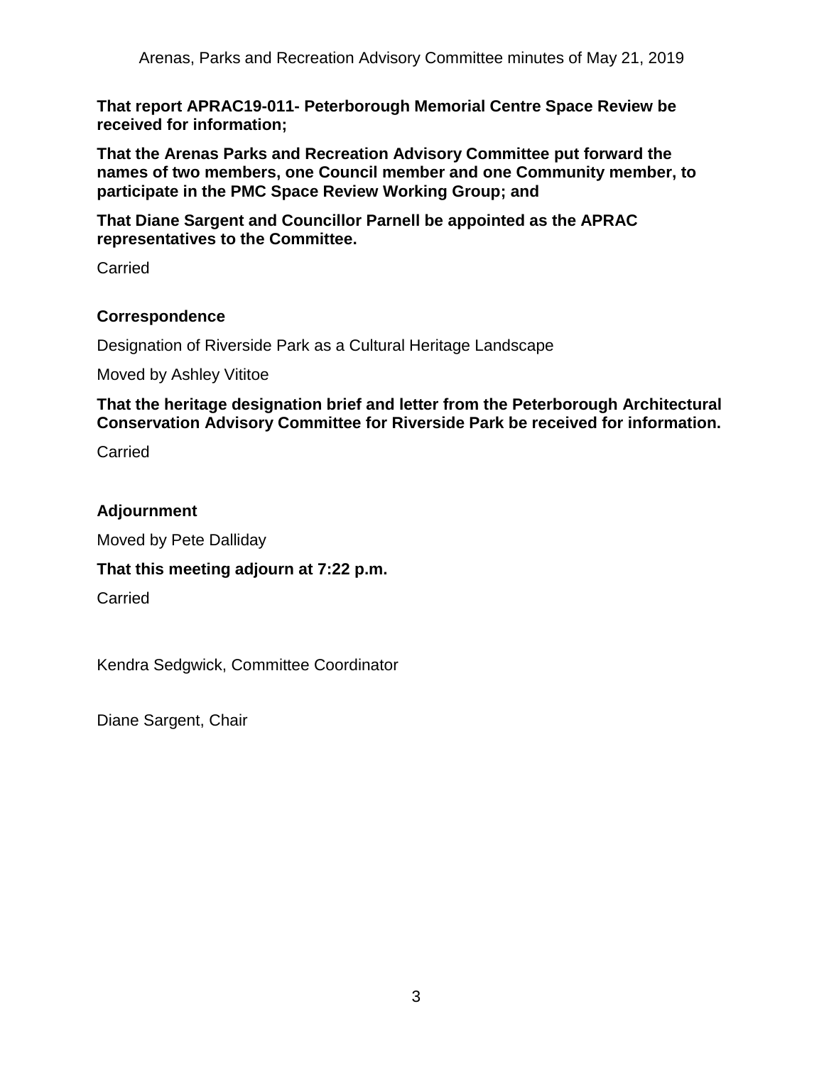**That report APRAC19-011- Peterborough Memorial Centre Space Review be received for information;**

**That the Arenas Parks and Recreation Advisory Committee put forward the names of two members, one Council member and one Community member, to participate in the PMC Space Review Working Group; and**

**That Diane Sargent and Councillor Parnell be appointed as the APRAC representatives to the Committee.**

Carried

### Correspondence

Designation of Riverside Park as a Cultural Heritage Landscape

Moved by Ashley Vititoe

**That the heritage designation brief and letter from the Peterborough Architectural Conservation Advisory Committee for Riverside Park be received for information.**

Carried

### Adjournment

Moved by Pete Dalliday

**That this meeting adjourn at 7:22 p.m.**

Carried

Kendra Sedgwick, Committee Coordinator

Diane Sargent, Chair